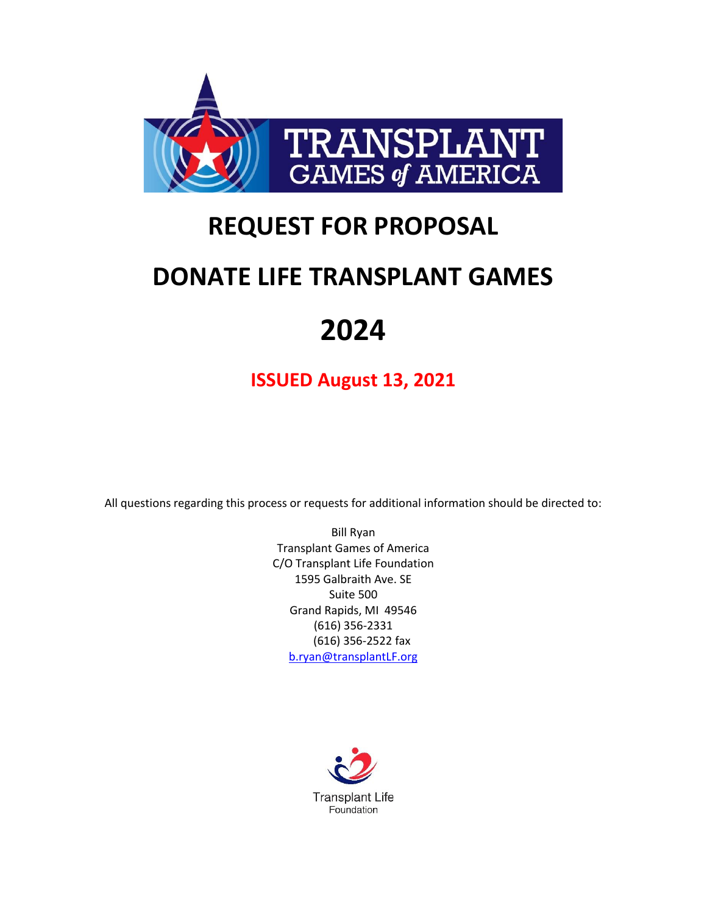# TRANSPLANT GAMES of AMERICA

# REQUEST FOR PROPOSAL

# DONATE LIFE TRANSPLANT GAMES

# 2024

**ISSUED August 13, 2021**

All questions regarding this process or requests for additional information should be directed to:

Bill Ryan  
Transplant Games of America  
C/O Transplant Life Foundation  
1595 Galbraith Ave. SE  
Suite 500  
Grand Rapids, MI 49546  
(616) 356-2331  
(616) 356-2522 fax  
b.ryan@transplantLF.org

Transplant Life Foundation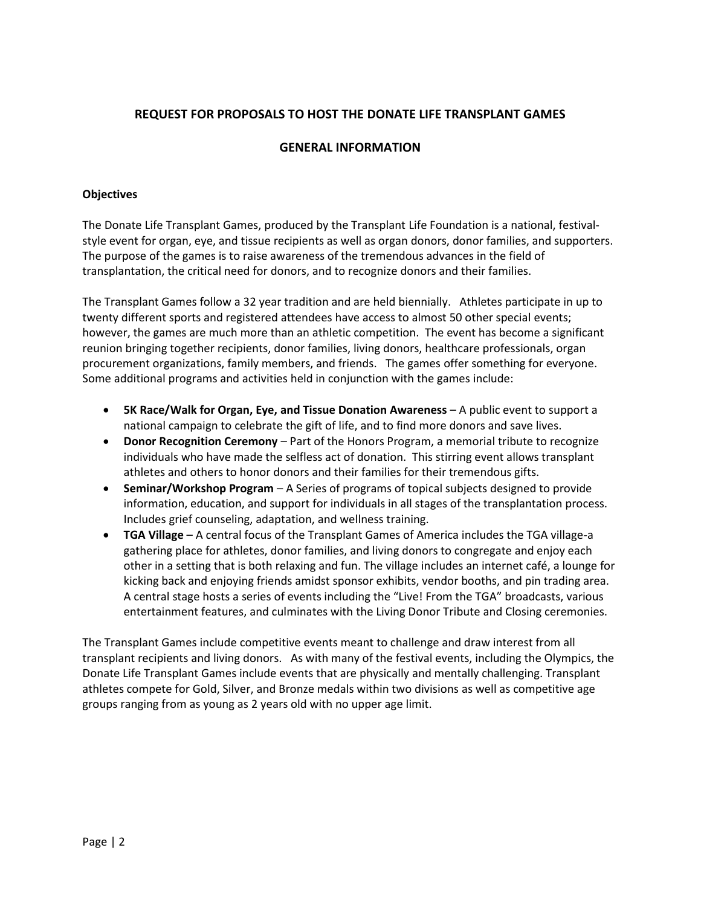# REQUEST FOR PROPOSALS TO HOST THE DONATE LIFE TRANSPLANT GAMES

## GENERAL INFORMATION

### Objectives

The Donate Life Transplant Games, produced by the Transplant Life Foundation is a national, festival-style event for organ, eye, and tissue recipients as well as organ donors, donor families, and supporters. The purpose of the games is to raise awareness of the tremendous advances in the field of transplantation, the critical need for donors, and to recognize donors and their families.

The Transplant Games follow a 32 year tradition and are held biennially. Athletes participate in up to twenty different sports and registered attendees have access to almost 50 other special events; however, the games are much more than an athletic competition. The event has become a significant reunion bringing together recipients, donor families, living donors, healthcare professionals, organ procurement organizations, family members, and friends. The games offer something for everyone. Some additional programs and activities held in conjunction with the games include:

- **5K Race/Walk for Organ, Eye, and Tissue Donation Awareness** – A public event to support a national campaign to celebrate the gift of life, and to find more donors and save lives.
- **Donor Recognition Ceremony** – Part of the Honors Program, a memorial tribute to recognize individuals who have made the selfless act of donation. This stirring event allows transplant athletes and others to honor donors and their families for their tremendous gifts.
- **Seminar/Workshop Program** – A Series of programs of topical subjects designed to provide information, education, and support for individuals in all stages of the transplantation process. Includes grief counseling, adaptation, and wellness training.
- **TGA Village** – A central focus of the Transplant Games of America includes the TGA village-a gathering place for athletes, donor families, and living donors to congregate and enjoy each other in a setting that is both relaxing and fun. The village includes an internet café, a lounge for kicking back and enjoying friends amidst sponsor exhibits, vendor booths, and pin trading area. A central stage hosts a series of events including the "Live! From the TGA" broadcasts, various entertainment features, and culminates with the Living Donor Tribute and Closing ceremonies.

The Transplant Games include competitive events meant to challenge and draw interest from all transplant recipients and living donors. As with many of the festival events, including the Olympics, the Donate Life Transplant Games include events that are physically and mentally challenging. Transplant athletes compete for Gold, Silver, and Bronze medals within two divisions as well as competitive age groups ranging from as young as 2 years old with no upper age limit.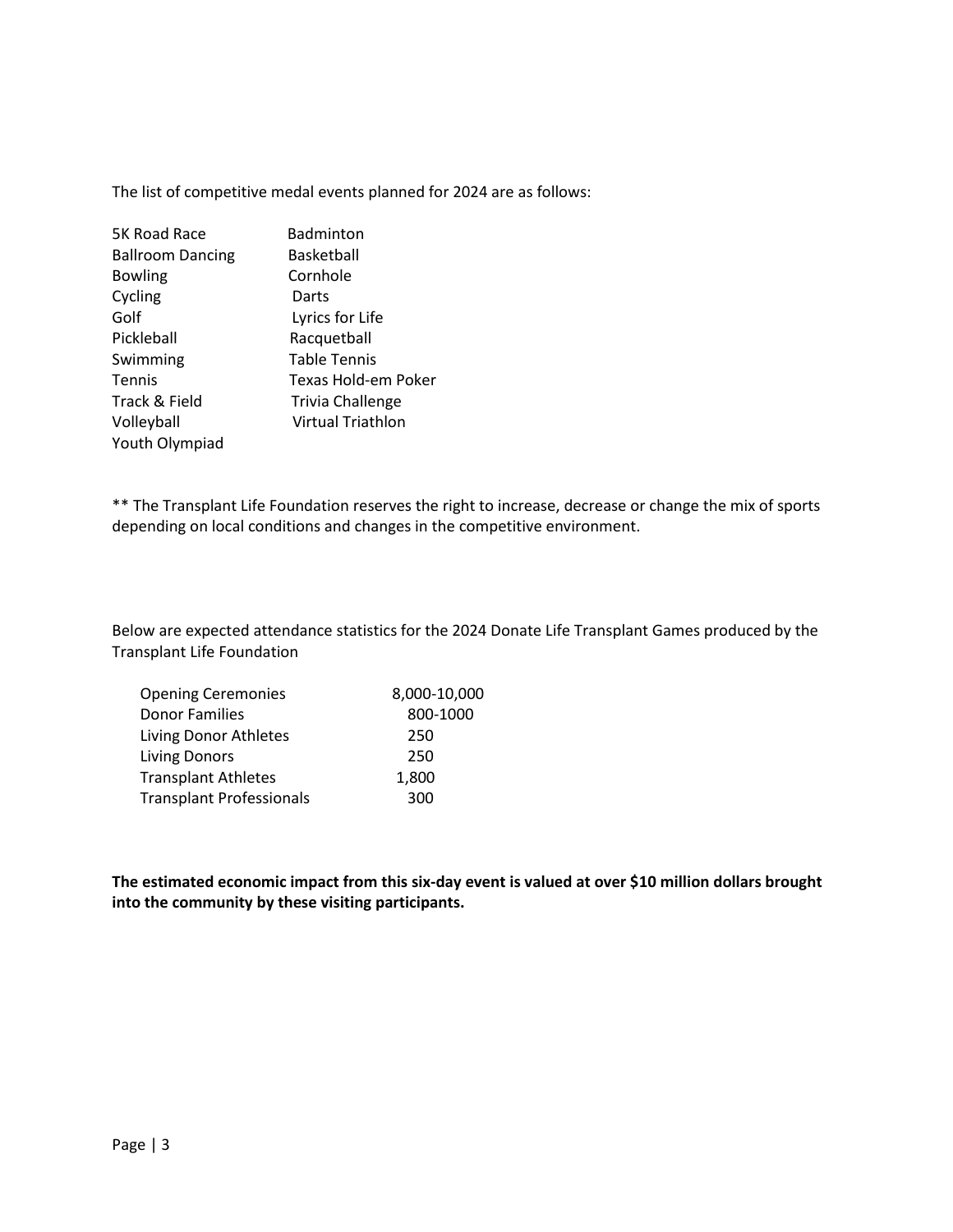The list of competitive medal events planned for 2024 are as follows:

- 5K Road Race
- Badminton
- Ballroom Dancing
- Basketball
- Bowling
- Cornhole
- Cycling
- Darts
- Golf
- Lyrics for Life
- Pickleball
- Racquetball
- Swimming
- Table Tennis
- Tennis
- Texas Hold-em Poker
- Track & Field
- Trivia Challenge
- Volleyball
- Virtual Triathlon
- Youth Olympiad

** The Transplant Life Foundation reserves the right to increase, decrease or change the mix of sports depending on local conditions and changes in the competitive environment.

Below are expected attendance statistics for the 2024 Donate Life Transplant Games produced by the Transplant Life Foundation

| Group | Expected Attendance |
|---|---|
| Opening Ceremonies | 8,000-10,000 |
| Donor Families | 800-1000 |
| Living Donor Athletes | 250 |
| Living Donors | 250 |
| Transplant Athletes | 1,800 |
| Transplant Professionals | 300 |

**The estimated economic impact from this six-day event is valued at over $10 million dollars brought into the community by these visiting participants.**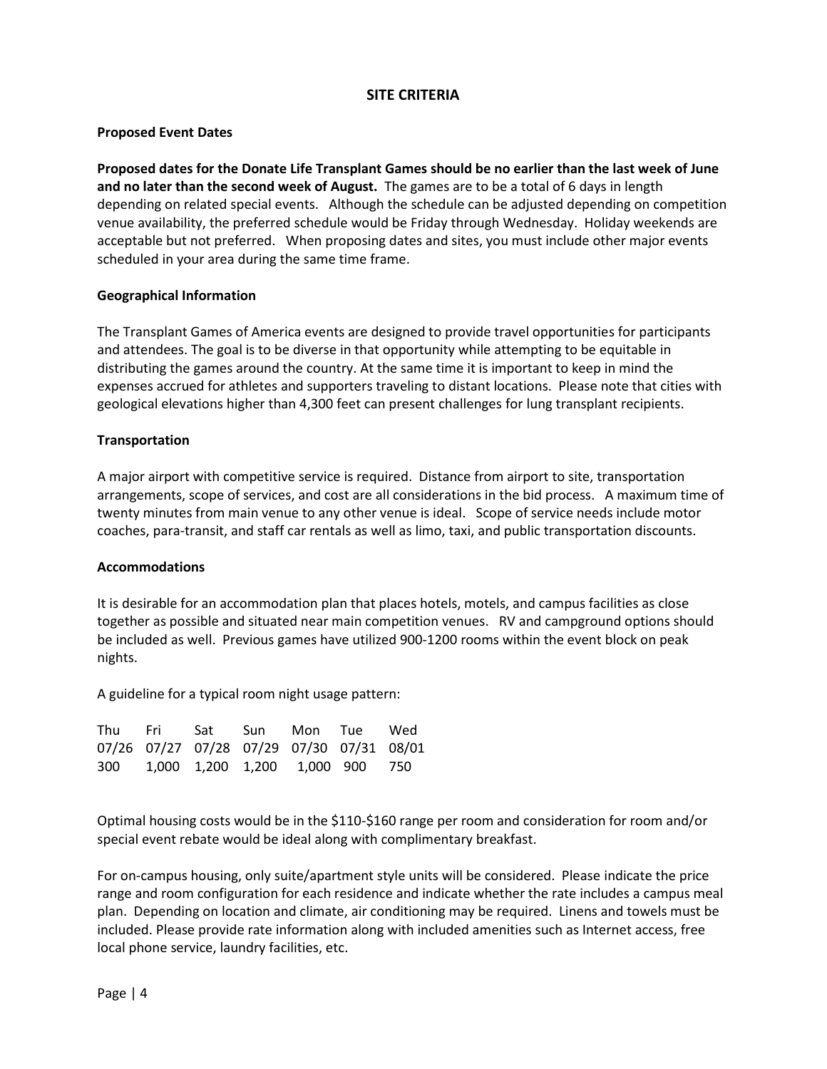## SITE CRITERIA

### Proposed Event Dates

**Proposed dates for the Donate Life Transplant Games should be no earlier than the last week of June and no later than the second week of August.** The games are to be a total of 6 days in length depending on related special events. Although the schedule can be adjusted depending on competition venue availability, the preferred schedule would be Friday through Wednesday. Holiday weekends are acceptable but not preferred. When proposing dates and sites, you must include other major events scheduled in your area during the same time frame.

### Geographical Information

The Transplant Games of America events are designed to provide travel opportunities for participants and attendees. The goal is to be diverse in that opportunity while attempting to be equitable in distributing the games around the country. At the same time it is important to keep in mind the expenses accrued for athletes and supporters traveling to distant locations. Please note that cities with geological elevations higher than 4,300 feet can present challenges for lung transplant recipients.

### Transportation

A major airport with competitive service is required. Distance from airport to site, transportation arrangements, scope of services, and cost are all considerations in the bid process. A maximum time of twenty minutes from main venue to any other venue is ideal. Scope of service needs include motor coaches, para-transit, and staff car rentals as well as limo, taxi, and public transportation discounts.

### Accommodations

It is desirable for an accommodation plan that places hotels, motels, and campus facilities as close together as possible and situated near main competition venues. RV and campground options should be included as well. Previous games have utilized 900-1200 rooms within the event block on peak nights.

A guideline for a typical room night usage pattern:

| Thu | Fri | Sat | Sun | Mon | Tue | Wed |
|---|---|---|---|---|---|---|
| 07/26 | 07/27 | 07/28 | 07/29 | 07/30 | 07/31 | 08/01 |
| 300 | 1,000 | 1,200 | 1,200 | 1,000 | 900 | 750 |

Optimal housing costs would be in the $110-$160 range per room and consideration for room and/or special event rebate would be ideal along with complimentary breakfast.

For on-campus housing, only suite/apartment style units will be considered. Please indicate the price range and room configuration for each residence and indicate whether the rate includes a campus meal plan. Depending on location and climate, air conditioning may be required. Linens and towels must be included. Please provide rate information along with included amenities such as Internet access, free local phone service, laundry facilities, etc.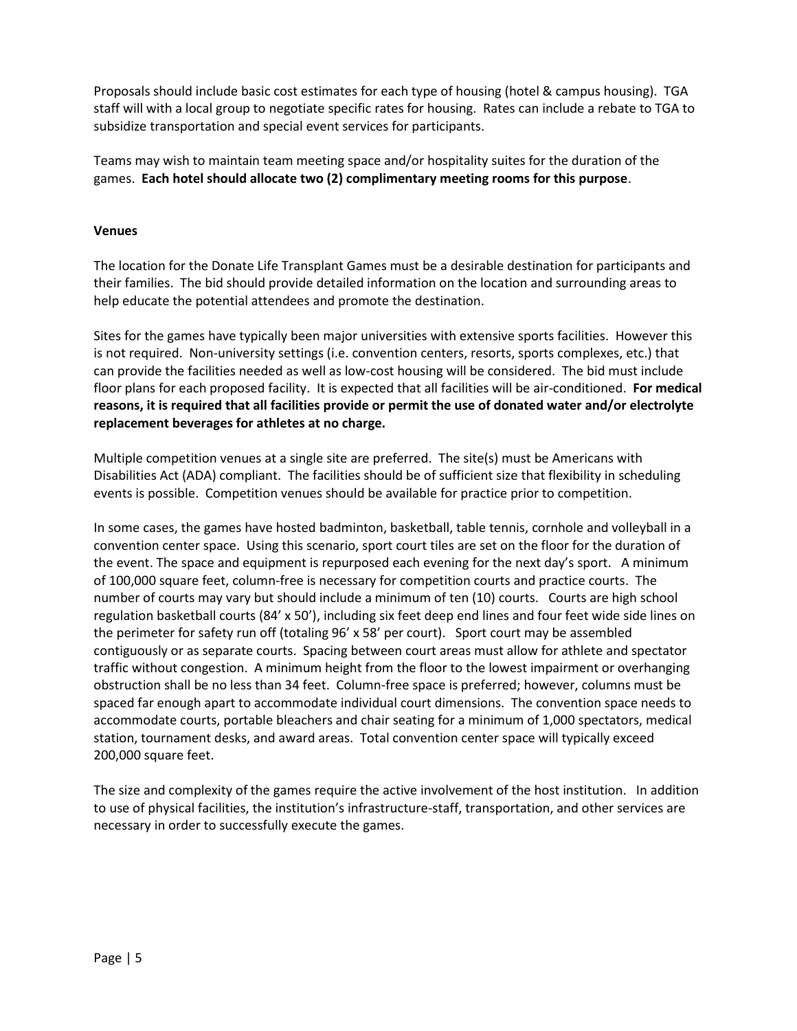Proposals should include basic cost estimates for each type of housing (hotel & campus housing). TGA staff will with a local group to negotiate specific rates for housing. Rates can include a rebate to TGA to subsidize transportation and special event services for participants.

Teams may wish to maintain team meeting space and/or hospitality suites for the duration of the games. **Each hotel should allocate two (2) complimentary meeting rooms for this purpose**.

**Venues**

The location for the Donate Life Transplant Games must be a desirable destination for participants and their families. The bid should provide detailed information on the location and surrounding areas to help educate the potential attendees and promote the destination.

Sites for the games have typically been major universities with extensive sports facilities. However this is not required. Non-university settings (i.e. convention centers, resorts, sports complexes, etc.) that can provide the facilities needed as well as low-cost housing will be considered. The bid must include floor plans for each proposed facility. It is expected that all facilities will be air-conditioned. **For medical reasons, it is required that all facilities provide or permit the use of donated water and/or electrolyte replacement beverages for athletes at no charge.**

Multiple competition venues at a single site are preferred. The site(s) must be Americans with Disabilities Act (ADA) compliant. The facilities should be of sufficient size that flexibility in scheduling events is possible. Competition venues should be available for practice prior to competition.

In some cases, the games have hosted badminton, basketball, table tennis, cornhole and volleyball in a convention center space. Using this scenario, sport court tiles are set on the floor for the duration of the event. The space and equipment is repurposed each evening for the next day's sport. A minimum of 100,000 square feet, column-free is necessary for competition courts and practice courts. The number of courts may vary but should include a minimum of ten (10) courts. Courts are high school regulation basketball courts (84' x 50'), including six feet deep end lines and four feet wide side lines on the perimeter for safety run off (totaling 96' x 58' per court). Sport court may be assembled contiguously or as separate courts. Spacing between court areas must allow for athlete and spectator traffic without congestion. A minimum height from the floor to the lowest impairment or overhanging obstruction shall be no less than 34 feet. Column-free space is preferred; however, columns must be spaced far enough apart to accommodate individual court dimensions. The convention space needs to accommodate courts, portable bleachers and chair seating for a minimum of 1,000 spectators, medical station, tournament desks, and award areas. Total convention center space will typically exceed 200,000 square feet.

The size and complexity of the games require the active involvement of the host institution. In addition to use of physical facilities, the institution's infrastructure-staff, transportation, and other services are necessary in order to successfully execute the games.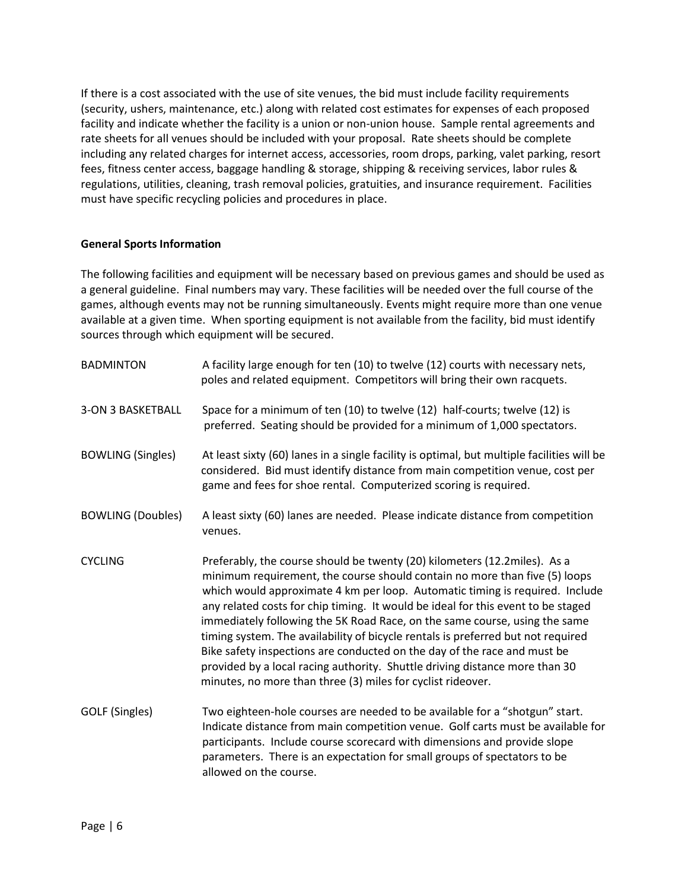If there is a cost associated with the use of site venues, the bid must include facility requirements (security, ushers, maintenance, etc.) along with related cost estimates for expenses of each proposed facility and indicate whether the facility is a union or non-union house. Sample rental agreements and rate sheets for all venues should be included with your proposal. Rate sheets should be complete including any related charges for internet access, accessories, room drops, parking, valet parking, resort fees, fitness center access, baggage handling & storage, shipping & receiving services, labor rules & regulations, utilities, cleaning, trash removal policies, gratuities, and insurance requirement. Facilities must have specific recycling policies and procedures in place.

**General Sports Information**

The following facilities and equipment will be necessary based on previous games and should be used as a general guideline. Final numbers may vary. These facilities will be needed over the full course of the games, although events may not be running simultaneously. Events might require more than one venue available at a given time. When sporting equipment is not available from the facility, bid must identify sources through which equipment will be secured.

| | |
|---|---|
| BADMINTON | A facility large enough for ten (10) to twelve (12) courts with necessary nets, poles and related equipment. Competitors will bring their own racquets. |
| 3-ON 3 BASKETBALL | Space for a minimum of ten (10) to twelve (12) half-courts; twelve (12) is preferred. Seating should be provided for a minimum of 1,000 spectators. |
| BOWLING (Singles) | At least sixty (60) lanes in a single facility is optimal, but multiple facilities will be considered. Bid must identify distance from main competition venue, cost per game and fees for shoe rental. Computerized scoring is required. |
| BOWLING (Doubles) | A least sixty (60) lanes are needed. Please indicate distance from competition venues. |
| CYCLING | Preferably, the course should be twenty (20) kilometers (12.2miles). As a minimum requirement, the course should contain no more than five (5) loops which would approximate 4 km per loop. Automatic timing is required. Include any related costs for chip timing. It would be ideal for this event to be staged immediately following the 5K Road Race, on the same course, using the same timing system. The availability of bicycle rentals is preferred but not required Bike safety inspections are conducted on the day of the race and must be provided by a local racing authority. Shuttle driving distance more than 30 minutes, no more than three (3) miles for cyclist rideover. |
| GOLF (Singles) | Two eighteen-hole courses are needed to be available for a "shotgun" start. Indicate distance from main competition venue. Golf carts must be available for participants. Include course scorecard with dimensions and provide slope parameters. There is an expectation for small groups of spectators to be allowed on the course. |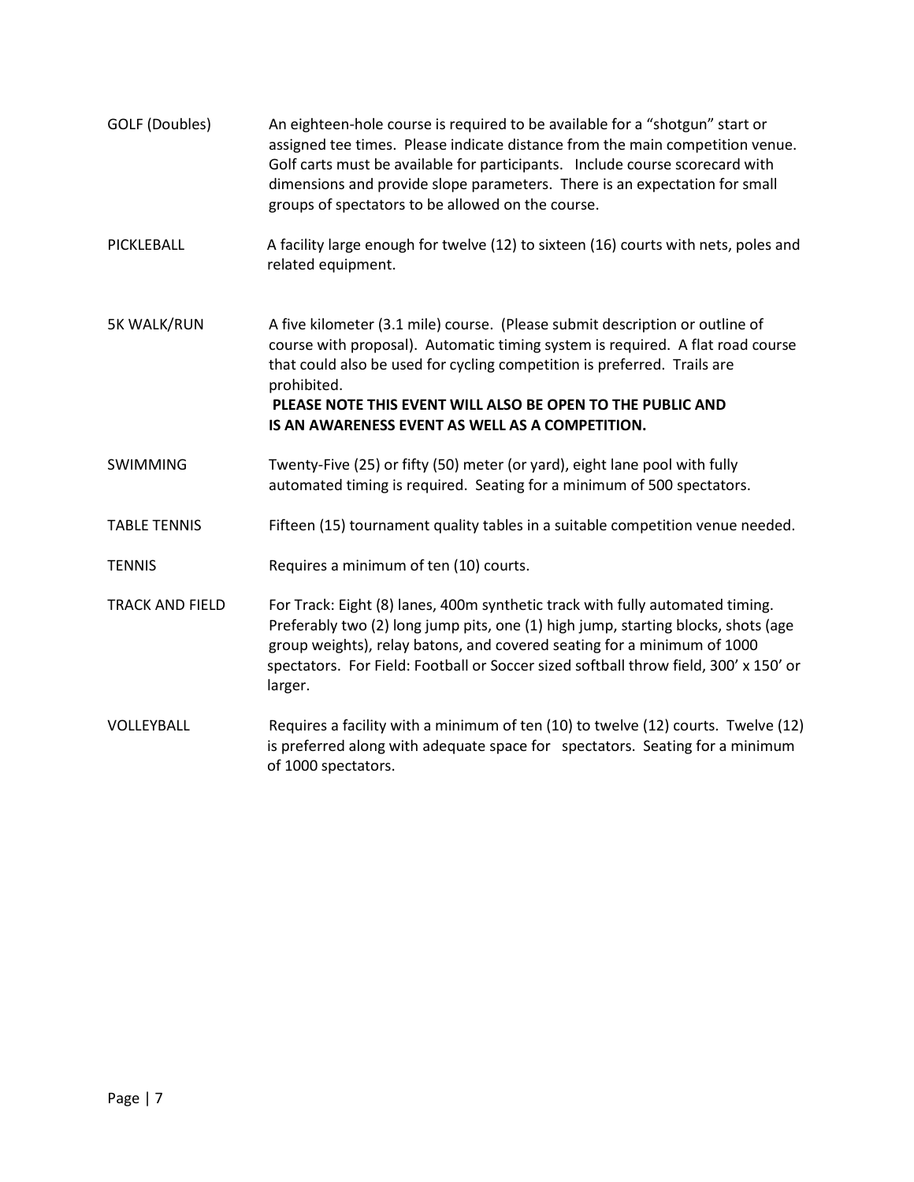| | |
|---|---|
| GOLF (Doubles) | An eighteen-hole course is required to be available for a "shotgun" start or assigned tee times. Please indicate distance from the main competition venue. Golf carts must be available for participants. Include course scorecard with dimensions and provide slope parameters. There is an expectation for small groups of spectators to be allowed on the course. |
| PICKLEBALL | A facility large enough for twelve (12) to sixteen (16) courts with nets, poles and related equipment. |
| 5K WALK/RUN | A five kilometer (3.1 mile) course. (Please submit description or outline of course with proposal). Automatic timing system is required. A flat road course that could also be used for cycling competition is preferred. Trails are prohibited. **PLEASE NOTE THIS EVENT WILL ALSO BE OPEN TO THE PUBLIC AND IS AN AWARENESS EVENT AS WELL AS A COMPETITION.** |
| SWIMMING | Twenty-Five (25) or fifty (50) meter (or yard), eight lane pool with fully automated timing is required. Seating for a minimum of 500 spectators. |
| TABLE TENNIS | Fifteen (15) tournament quality tables in a suitable competition venue needed. |
| TENNIS | Requires a minimum of ten (10) courts. |
| TRACK AND FIELD | For Track: Eight (8) lanes, 400m synthetic track with fully automated timing. Preferably two (2) long jump pits, one (1) high jump, starting blocks, shots (age group weights), relay batons, and covered seating for a minimum of 1000 spectators. For Field: Football or Soccer sized softball throw field, 300' x 150' or larger. |
| VOLLEYBALL | Requires a facility with a minimum of ten (10) to twelve (12) courts. Twelve (12) is preferred along with adequate space for spectators. Seating for a minimum of 1000 spectators. |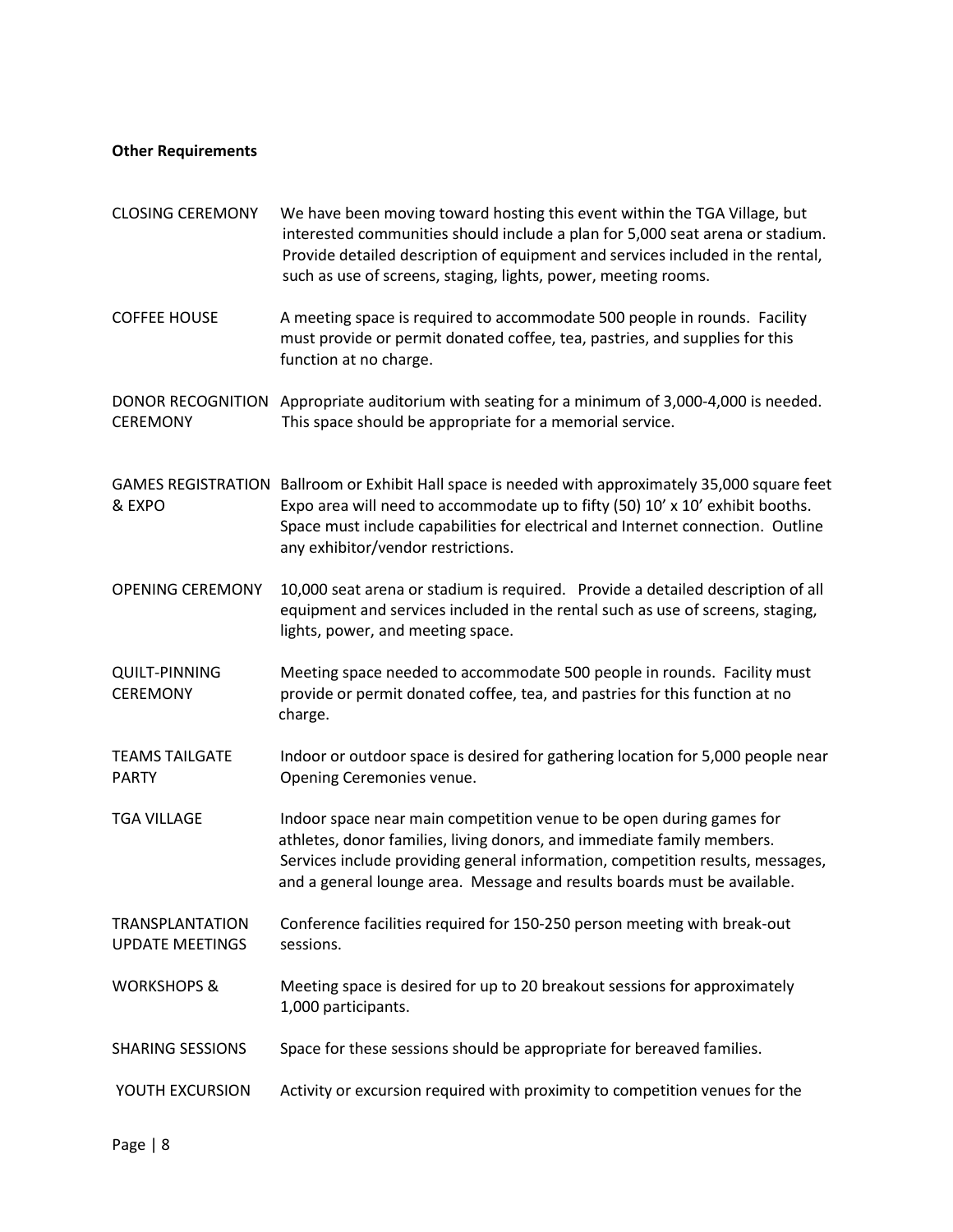**Other Requirements**

| | |
|---|---|
| CLOSING CEREMONY | We have been moving toward hosting this event within the TGA Village, but interested communities should include a plan for 5,000 seat arena or stadium. Provide detailed description of equipment and services included in the rental, such as use of screens, staging, lights, power, meeting rooms. |
| COFFEE HOUSE | A meeting space is required to accommodate 500 people in rounds. Facility must provide or permit donated coffee, tea, pastries, and supplies for this function at no charge. |
| DONOR RECOGNITION CEREMONY | Appropriate auditorium with seating for a minimum of 3,000-4,000 is needed. This space should be appropriate for a memorial service. |
| GAMES REGISTRATION & EXPO | Ballroom or Exhibit Hall space is needed with approximately 35,000 square feet Expo area will need to accommodate up to fifty (50) 10' x 10' exhibit booths. Space must include capabilities for electrical and Internet connection. Outline any exhibitor/vendor restrictions. |
| OPENING CEREMONY | 10,000 seat arena or stadium is required. Provide a detailed description of all equipment and services included in the rental such as use of screens, staging, lights, power, and meeting space. |
| QUILT-PINNING CEREMONY | Meeting space needed to accommodate 500 people in rounds. Facility must provide or permit donated coffee, tea, and pastries for this function at no charge. |
| TEAMS TAILGATE PARTY | Indoor or outdoor space is desired for gathering location for 5,000 people near Opening Ceremonies venue. |
| TGA VILLAGE | Indoor space near main competition venue to be open during games for athletes, donor families, living donors, and immediate family members. Services include providing general information, competition results, messages, and a general lounge area. Message and results boards must be available. |
| TRANSPLANTATION UPDATE MEETINGS | Conference facilities required for 150-250 person meeting with break-out sessions. |
| WORKSHOPS & | Meeting space is desired for up to 20 breakout sessions for approximately 1,000 participants. |
| SHARING SESSIONS | Space for these sessions should be appropriate for bereaved families. |
| YOUTH EXCURSION | Activity or excursion required with proximity to competition venues for the |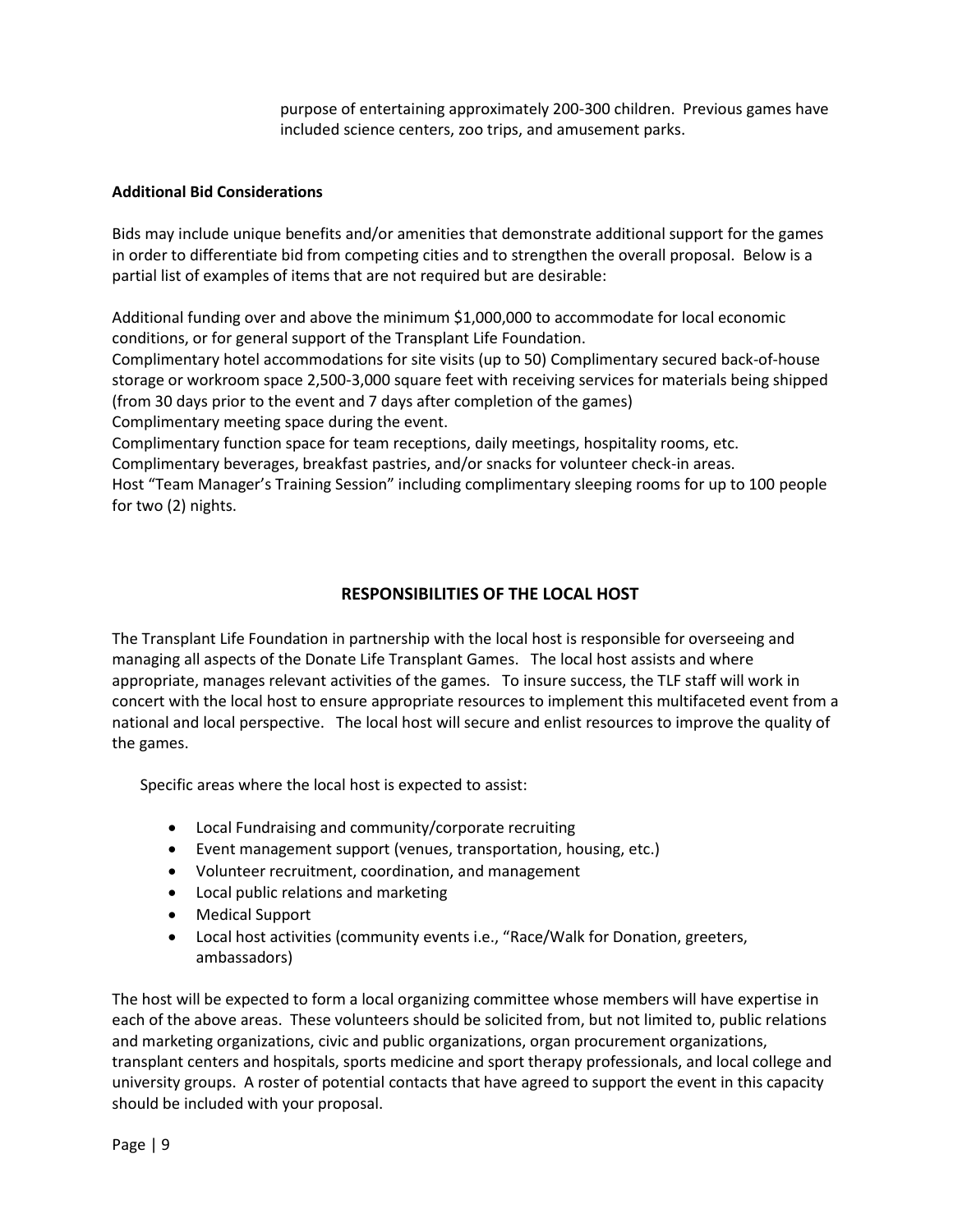purpose of entertaining approximately 200-300 children. Previous games have included science centers, zoo trips, and amusement parks.

**Additional Bid Considerations**

Bids may include unique benefits and/or amenities that demonstrate additional support for the games in order to differentiate bid from competing cities and to strengthen the overall proposal. Below is a partial list of examples of items that are not required but are desirable:

Additional funding over and above the minimum $1,000,000 to accommodate for local economic conditions, or for general support of the Transplant Life Foundation.
Complimentary hotel accommodations for site visits (up to 50) Complimentary secured back-of-house storage or workroom space 2,500-3,000 square feet with receiving services for materials being shipped (from 30 days prior to the event and 7 days after completion of the games)
Complimentary meeting space during the event.
Complimentary function space for team receptions, daily meetings, hospitality rooms, etc.
Complimentary beverages, breakfast pastries, and/or snacks for volunteer check-in areas.
Host "Team Manager's Training Session" including complimentary sleeping rooms for up to 100 people for two (2) nights.

## RESPONSIBILITIES OF THE LOCAL HOST

The Transplant Life Foundation in partnership with the local host is responsible for overseeing and managing all aspects of the Donate Life Transplant Games. The local host assists and where appropriate, manages relevant activities of the games. To insure success, the TLF staff will work in concert with the local host to ensure appropriate resources to implement this multifaceted event from a national and local perspective. The local host will secure and enlist resources to improve the quality of the games.

Specific areas where the local host is expected to assist:

- Local Fundraising and community/corporate recruiting
- Event management support (venues, transportation, housing, etc.)
- Volunteer recruitment, coordination, and management
- Local public relations and marketing
- Medical Support
- Local host activities (community events i.e., "Race/Walk for Donation, greeters, ambassadors)

The host will be expected to form a local organizing committee whose members will have expertise in each of the above areas. These volunteers should be solicited from, but not limited to, public relations and marketing organizations, civic and public organizations, organ procurement organizations, transplant centers and hospitals, sports medicine and sport therapy professionals, and local college and university groups. A roster of potential contacts that have agreed to support the event in this capacity should be included with your proposal.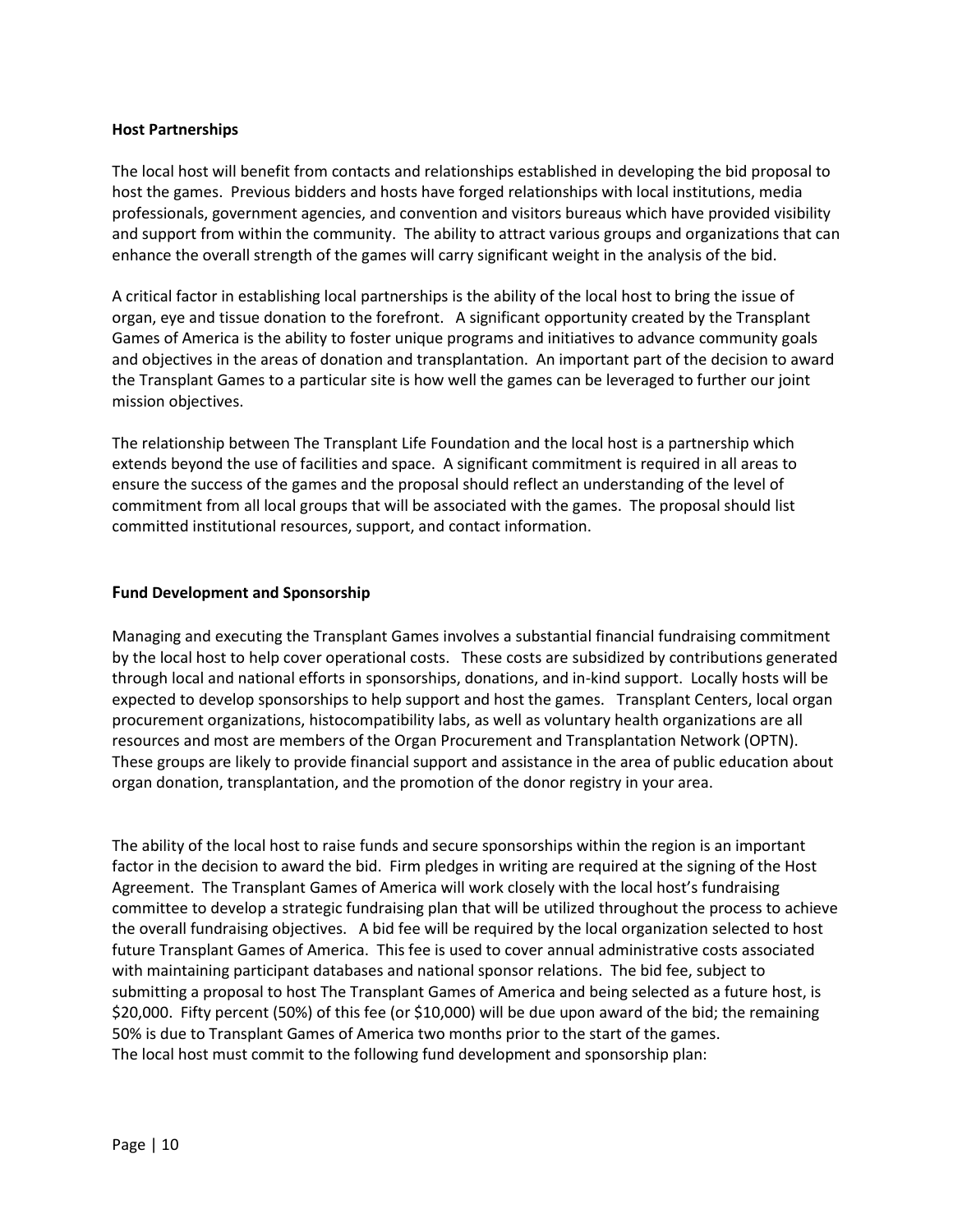**Host Partnerships**

The local host will benefit from contacts and relationships established in developing the bid proposal to host the games. Previous bidders and hosts have forged relationships with local institutions, media professionals, government agencies, and convention and visitors bureaus which have provided visibility and support from within the community. The ability to attract various groups and organizations that can enhance the overall strength of the games will carry significant weight in the analysis of the bid.

A critical factor in establishing local partnerships is the ability of the local host to bring the issue of organ, eye and tissue donation to the forefront. A significant opportunity created by the Transplant Games of America is the ability to foster unique programs and initiatives to advance community goals and objectives in the areas of donation and transplantation. An important part of the decision to award the Transplant Games to a particular site is how well the games can be leveraged to further our joint mission objectives.

The relationship between The Transplant Life Foundation and the local host is a partnership which extends beyond the use of facilities and space. A significant commitment is required in all areas to ensure the success of the games and the proposal should reflect an understanding of the level of commitment from all local groups that will be associated with the games. The proposal should list committed institutional resources, support, and contact information.

**Fund Development and Sponsorship**

Managing and executing the Transplant Games involves a substantial financial fundraising commitment by the local host to help cover operational costs. These costs are subsidized by contributions generated through local and national efforts in sponsorships, donations, and in-kind support. Locally hosts will be expected to develop sponsorships to help support and host the games. Transplant Centers, local organ procurement organizations, histocompatibility labs, as well as voluntary health organizations are all resources and most are members of the Organ Procurement and Transplantation Network (OPTN). These groups are likely to provide financial support and assistance in the area of public education about organ donation, transplantation, and the promotion of the donor registry in your area.

The ability of the local host to raise funds and secure sponsorships within the region is an important factor in the decision to award the bid. Firm pledges in writing are required at the signing of the Host Agreement. The Transplant Games of America will work closely with the local host's fundraising committee to develop a strategic fundraising plan that will be utilized throughout the process to achieve the overall fundraising objectives. A bid fee will be required by the local organization selected to host future Transplant Games of America. This fee is used to cover annual administrative costs associated with maintaining participant databases and national sponsor relations. The bid fee, subject to submitting a proposal to host The Transplant Games of America and being selected as a future host, is $20,000. Fifty percent (50%) of this fee (or $10,000) will be due upon award of the bid; the remaining 50% is due to Transplant Games of America two months prior to the start of the games.
The local host must commit to the following fund development and sponsorship plan: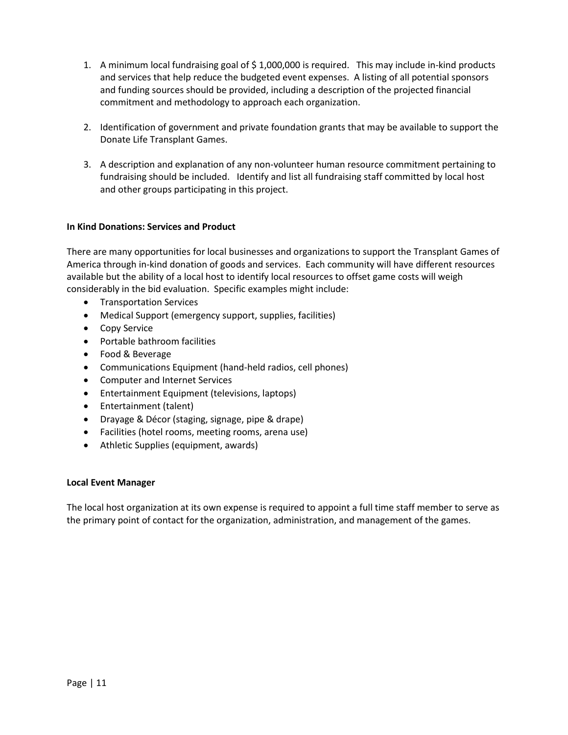1. A minimum local fundraising goal of $ 1,000,000 is required. This may include in-kind products and services that help reduce the budgeted event expenses. A listing of all potential sponsors and funding sources should be provided, including a description of the projected financial commitment and methodology to approach each organization.

2. Identification of government and private foundation grants that may be available to support the Donate Life Transplant Games.

3. A description and explanation of any non-volunteer human resource commitment pertaining to fundraising should be included. Identify and list all fundraising staff committed by local host and other groups participating in this project.

**In Kind Donations: Services and Product**

There are many opportunities for local businesses and organizations to support the Transplant Games of America through in-kind donation of goods and services. Each community will have different resources available but the ability of a local host to identify local resources to offset game costs will weigh considerably in the bid evaluation. Specific examples might include:

- Transportation Services
- Medical Support (emergency support, supplies, facilities)
- Copy Service
- Portable bathroom facilities
- Food & Beverage
- Communications Equipment (hand-held radios, cell phones)
- Computer and Internet Services
- Entertainment Equipment (televisions, laptops)
- Entertainment (talent)
- Drayage & Décor (staging, signage, pipe & drape)
- Facilities (hotel rooms, meeting rooms, arena use)
- Athletic Supplies (equipment, awards)

**Local Event Manager**

The local host organization at its own expense is required to appoint a full time staff member to serve as the primary point of contact for the organization, administration, and management of the games.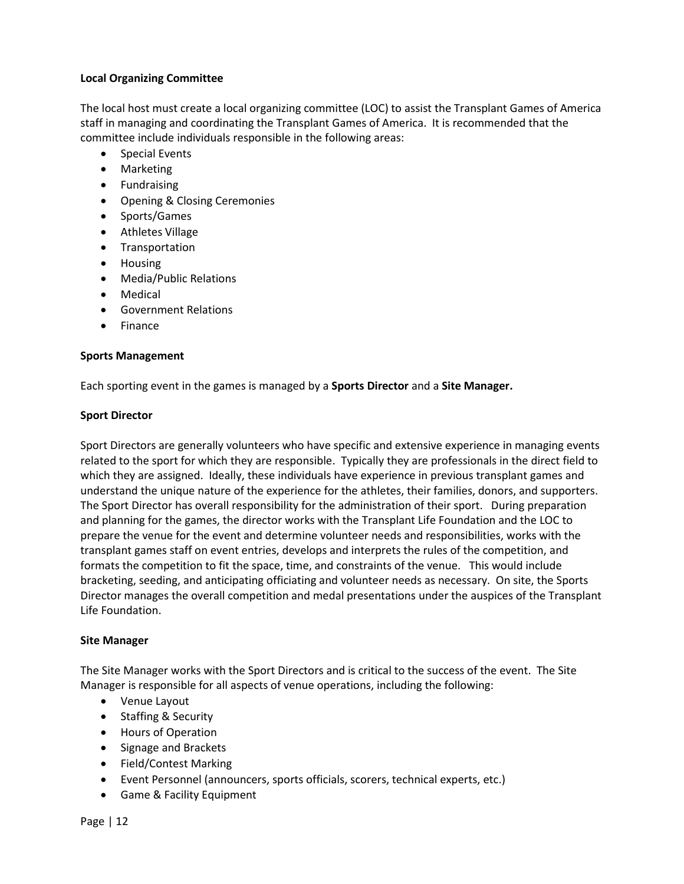**Local Organizing Committee**

The local host must create a local organizing committee (LOC) to assist the Transplant Games of America staff in managing and coordinating the Transplant Games of America. It is recommended that the committee include individuals responsible in the following areas:

- Special Events
- Marketing
- Fundraising
- Opening & Closing Ceremonies
- Sports/Games
- Athletes Village
- Transportation
- Housing
- Media/Public Relations
- Medical
- Government Relations
- Finance

**Sports Management**

Each sporting event in the games is managed by a **Sports Director** and a **Site Manager.**

**Sport Director**

Sport Directors are generally volunteers who have specific and extensive experience in managing events related to the sport for which they are responsible. Typically they are professionals in the direct field to which they are assigned. Ideally, these individuals have experience in previous transplant games and understand the unique nature of the experience for the athletes, their families, donors, and supporters. The Sport Director has overall responsibility for the administration of their sport. During preparation and planning for the games, the director works with the Transplant Life Foundation and the LOC to prepare the venue for the event and determine volunteer needs and responsibilities, works with the transplant games staff on event entries, develops and interprets the rules of the competition, and formats the competition to fit the space, time, and constraints of the venue. This would include bracketing, seeding, and anticipating officiating and volunteer needs as necessary. On site, the Sports Director manages the overall competition and medal presentations under the auspices of the Transplant Life Foundation.

**Site Manager**

The Site Manager works with the Sport Directors and is critical to the success of the event. The Site Manager is responsible for all aspects of venue operations, including the following:

- Venue Layout
- Staffing & Security
- Hours of Operation
- Signage and Brackets
- Field/Contest Marking
- Event Personnel (announcers, sports officials, scorers, technical experts, etc.)
- Game & Facility Equipment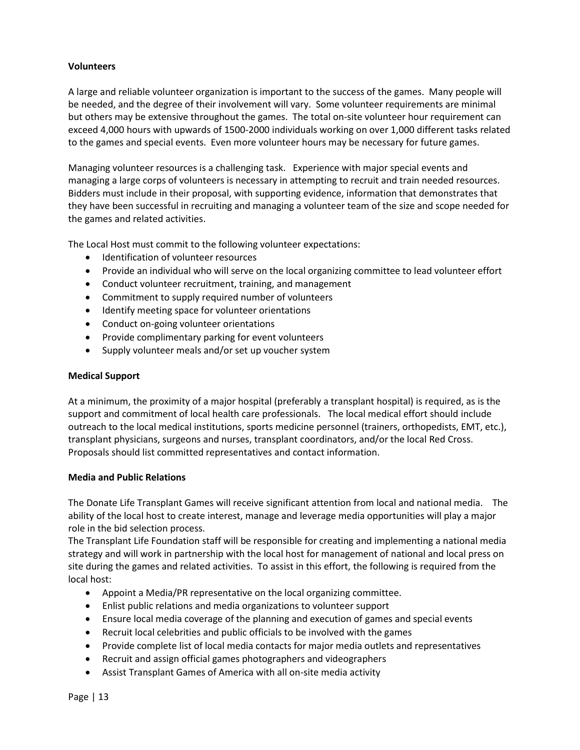**Volunteers**

A large and reliable volunteer organization is important to the success of the games. Many people will be needed, and the degree of their involvement will vary. Some volunteer requirements are minimal but others may be extensive throughout the games. The total on-site volunteer hour requirement can exceed 4,000 hours with upwards of 1500-2000 individuals working on over 1,000 different tasks related to the games and special events. Even more volunteer hours may be necessary for future games.

Managing volunteer resources is a challenging task. Experience with major special events and managing a large corps of volunteers is necessary in attempting to recruit and train needed resources. Bidders must include in their proposal, with supporting evidence, information that demonstrates that they have been successful in recruiting and managing a volunteer team of the size and scope needed for the games and related activities.

The Local Host must commit to the following volunteer expectations:

- Identification of volunteer resources
- Provide an individual who will serve on the local organizing committee to lead volunteer effort
- Conduct volunteer recruitment, training, and management
- Commitment to supply required number of volunteers
- Identify meeting space for volunteer orientations
- Conduct on-going volunteer orientations
- Provide complimentary parking for event volunteers
- Supply volunteer meals and/or set up voucher system

**Medical Support**

At a minimum, the proximity of a major hospital (preferably a transplant hospital) is required, as is the support and commitment of local health care professionals. The local medical effort should include outreach to the local medical institutions, sports medicine personnel (trainers, orthopedists, EMT, etc.), transplant physicians, surgeons and nurses, transplant coordinators, and/or the local Red Cross. Proposals should list committed representatives and contact information.

**Media and Public Relations**

The Donate Life Transplant Games will receive significant attention from local and national media. The ability of the local host to create interest, manage and leverage media opportunities will play a major role in the bid selection process.

The Transplant Life Foundation staff will be responsible for creating and implementing a national media strategy and will work in partnership with the local host for management of national and local press on site during the games and related activities. To assist in this effort, the following is required from the local host:

- Appoint a Media/PR representative on the local organizing committee.
- Enlist public relations and media organizations to volunteer support
- Ensure local media coverage of the planning and execution of games and special events
- Recruit local celebrities and public officials to be involved with the games
- Provide complete list of local media contacts for major media outlets and representatives
- Recruit and assign official games photographers and videographers
- Assist Transplant Games of America with all on-site media activity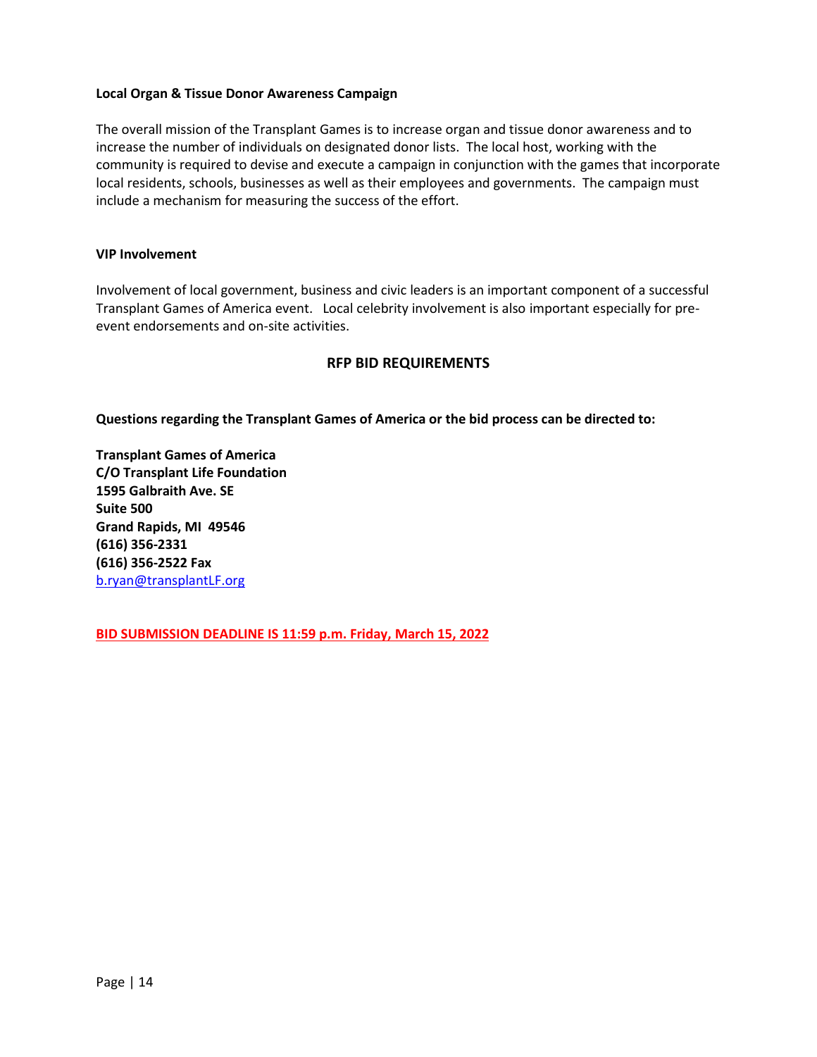**Local Organ & Tissue Donor Awareness Campaign**

The overall mission of the Transplant Games is to increase organ and tissue donor awareness and to increase the number of individuals on designated donor lists. The local host, working with the community is required to devise and execute a campaign in conjunction with the games that incorporate local residents, schools, businesses as well as their employees and governments. The campaign must include a mechanism for measuring the success of the effort.

**VIP Involvement**

Involvement of local government, business and civic leaders is an important component of a successful Transplant Games of America event. Local celebrity involvement is also important especially for pre-event endorsements and on-site activities.

## RFP BID REQUIREMENTS

**Questions regarding the Transplant Games of America or the bid process can be directed to:**

**Transplant Games of America**
**C/O Transplant Life Foundation**
**1595 Galbraith Ave. SE**
**Suite 500**
**Grand Rapids, MI 49546**
**(616) 356-2331**
**(616) 356-2522 Fax**
b.ryan@transplantLF.org

**BID SUBMISSION DEADLINE IS 11:59 p.m. Friday, March 15, 2022**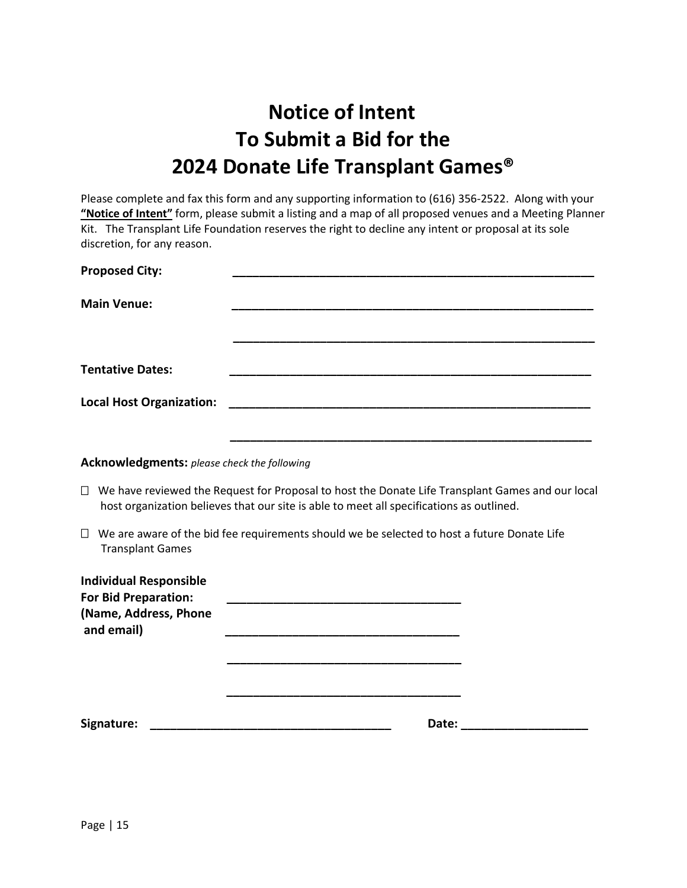# Notice of Intent
# To Submit a Bid for the
# 2024 Donate Life Transplant Games®

Please complete and fax this form and any supporting information to (616) 356-2522. Along with your **"Notice of Intent"** form, please submit a listing and a map of all proposed venues and a Meeting Planner Kit. The Transplant Life Foundation reserves the right to decline any intent or proposal at its sole discretion, for any reason.

**Proposed City:** ______________________________________________________

**Main Venue:** ______________________________________________________

______________________________________________________

**Tentative Dates:** ______________________________________________________

**Local Host Organization:** ______________________________________________________

______________________________________________________

**Acknowledgments:** *please check the following*

☐ We have reviewed the Request for Proposal to host the Donate Life Transplant Games and our local host organization believes that our site is able to meet all specifications as outlined.

☐ We are aware of the bid fee requirements should we be selected to host a future Donate Life Transplant Games

**Individual Responsible For Bid Preparation: (Name, Address, Phone and email)** ___________________________________

___________________________________

___________________________________

___________________________________

**Signature:** ___________________________________ **Date:** ___________________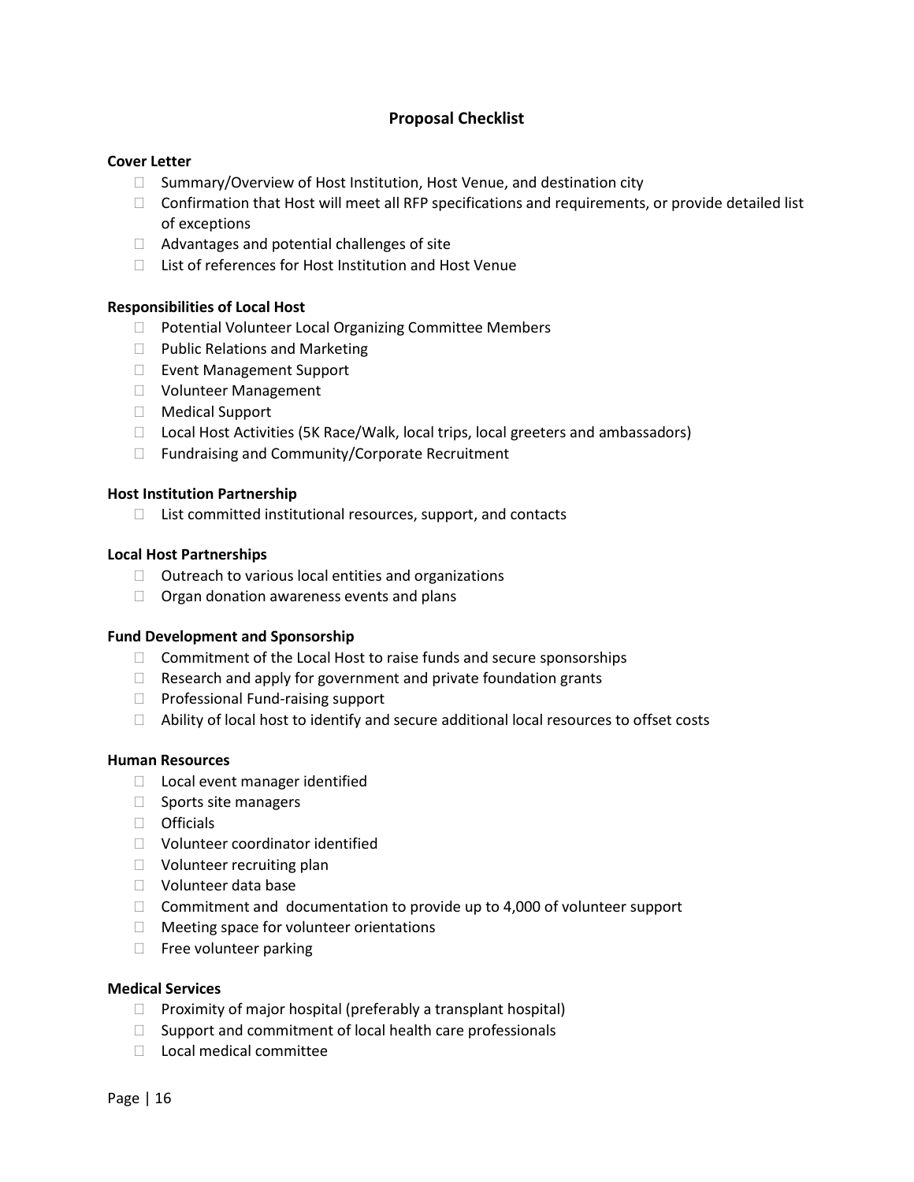## Proposal Checklist

**Cover Letter**

- ☐ Summary/Overview of Host Institution, Host Venue, and destination city
- ☐ Confirmation that Host will meet all RFP specifications and requirements, or provide detailed list of exceptions
- ☐ Advantages and potential challenges of site
- ☐ List of references for Host Institution and Host Venue

**Responsibilities of Local Host**

- ☐ Potential Volunteer Local Organizing Committee Members
- ☐ Public Relations and Marketing
- ☐ Event Management Support
- ☐ Volunteer Management
- ☐ Medical Support
- ☐ Local Host Activities (5K Race/Walk, local trips, local greeters and ambassadors)
- ☐ Fundraising and Community/Corporate Recruitment

**Host Institution Partnership**

- ☐ List committed institutional resources, support, and contacts

**Local Host Partnerships**

- ☐ Outreach to various local entities and organizations
- ☐ Organ donation awareness events and plans

**Fund Development and Sponsorship**

- ☐ Commitment of the Local Host to raise funds and secure sponsorships
- ☐ Research and apply for government and private foundation grants
- ☐ Professional Fund-raising support
- ☐ Ability of local host to identify and secure additional local resources to offset costs

**Human Resources**

- ☐ Local event manager identified
- ☐ Sports site managers
- ☐ Officials
- ☐ Volunteer coordinator identified
- ☐ Volunteer recruiting plan
- ☐ Volunteer data base
- ☐ Commitment and documentation to provide up to 4,000 of volunteer support
- ☐ Meeting space for volunteer orientations
- ☐ Free volunteer parking

**Medical Services**

- ☐ Proximity of major hospital (preferably a transplant hospital)
- ☐ Support and commitment of local health care professionals
- ☐ Local medical committee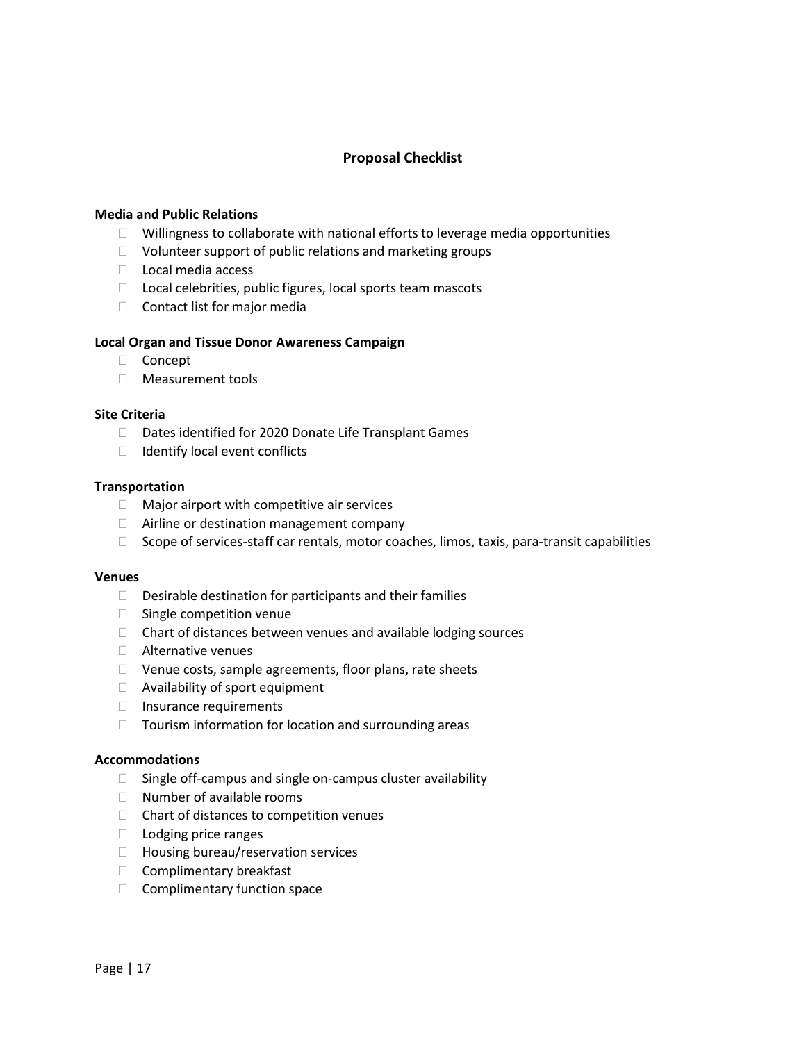## Proposal Checklist

**Media and Public Relations**

- Willingness to collaborate with national efforts to leverage media opportunities
- Volunteer support of public relations and marketing groups
- Local media access
- Local celebrities, public figures, local sports team mascots
- Contact list for major media

**Local Organ and Tissue Donor Awareness Campaign**

- Concept
- Measurement tools

**Site Criteria**

- Dates identified for 2020 Donate Life Transplant Games
- Identify local event conflicts

**Transportation**

- Major airport with competitive air services
- Airline or destination management company
- Scope of services-staff car rentals, motor coaches, limos, taxis, para-transit capabilities

**Venues**

- Desirable destination for participants and their families
- Single competition venue
- Chart of distances between venues and available lodging sources
- Alternative venues
- Venue costs, sample agreements, floor plans, rate sheets
- Availability of sport equipment
- Insurance requirements
- Tourism information for location and surrounding areas

**Accommodations**

- Single off-campus and single on-campus cluster availability
- Number of available rooms
- Chart of distances to competition venues
- Lodging price ranges
- Housing bureau/reservation services
- Complimentary breakfast
- Complimentary function space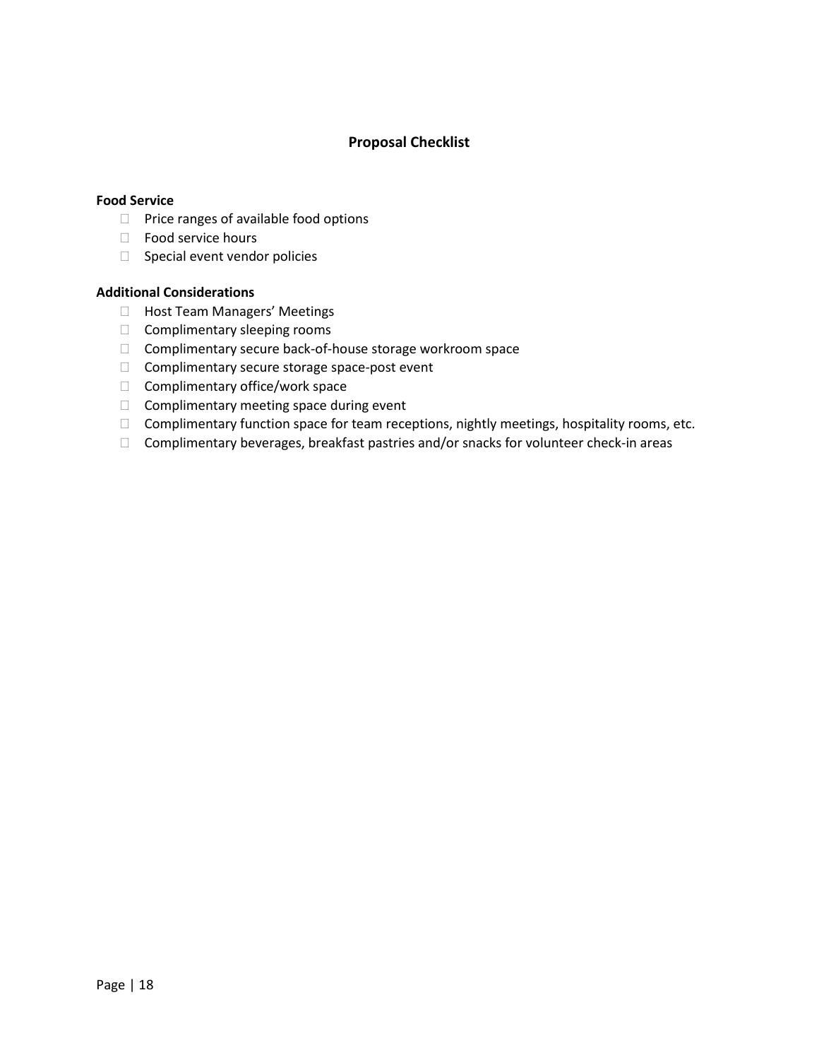## Proposal Checklist

**Food Service**

- ☐ Price ranges of available food options
- ☐ Food service hours
- ☐ Special event vendor policies

**Additional Considerations**

- ☐ Host Team Managers' Meetings
- ☐ Complimentary sleeping rooms
- ☐ Complimentary secure back-of-house storage workroom space
- ☐ Complimentary secure storage space-post event
- ☐ Complimentary office/work space
- ☐ Complimentary meeting space during event
- ☐ Complimentary function space for team receptions, nightly meetings, hospitality rooms, etc.
- ☐ Complimentary beverages, breakfast pastries and/or snacks for volunteer check-in areas